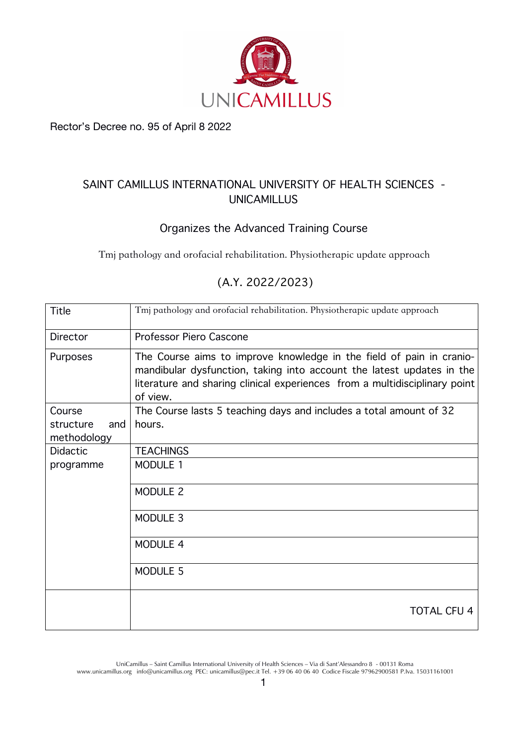Rector's Decree no. 95 of April 8 2022

## SAINT CAMILLUS INTERNATIONAL UNIVERSITY OF HEALTH SCIENCES - UNICAMILLUS

### Organizes the Advanced Training Course

Tmj pathology and orofacial rehabilitation. Physiotherapic update approach

(A.Y. 2022/2023)

| Title | Tmj pathology and orofacial rehabilitation. Physiotherapic update approach |
|---|---|
| Director | Professor Piero Cascone |
| Purposes | The Course aims to improve knowledge in the field of pain in cranio-mandibular dysfunction, taking into account the latest updates in the literature and sharing clinical experiences from a multidisciplinary point of view. |
| Course structure and methodology | The Course lasts 5 teaching days and includes a total amount of 32 hours. |
| Didactic programme | TEACHINGS |
| | MODULE 1 |
| | MODULE 2 |
| | MODULE 3 |
| | MODULE 4 |
| | MODULE 5 |
| | TOTAL CFU 4 |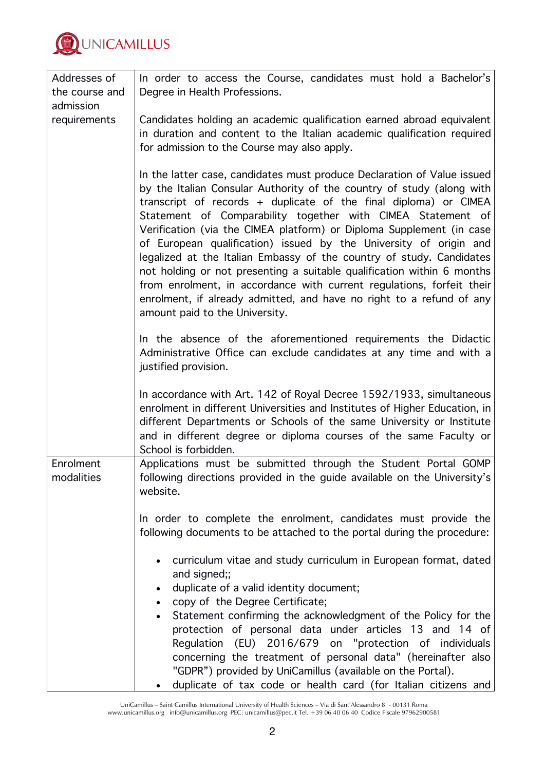| Addresses of the course and admission requirements | In order to access the Course, candidates must hold a Bachelor's Degree in Health Professions.<br><br>Candidates holding an academic qualification earned abroad equivalent in duration and content to the Italian academic qualification required for admission to the Course may also apply.<br><br>In the latter case, candidates must produce Declaration of Value issued by the Italian Consular Authority of the country of study (along with transcript of records + duplicate of the final diploma) or CIMEA Statement of Comparability together with CIMEA Statement of Verification (via the CIMEA platform) or Diploma Supplement (in case of European qualification) issued by the University of origin and legalized at the Italian Embassy of the country of study. Candidates not holding or not presenting a suitable qualification within 6 months from enrolment, in accordance with current regulations, forfeit their enrolment, if already admitted, and have no right to a refund of any amount paid to the University.<br><br>In the absence of the aforementioned requirements the Didactic Administrative Office can exclude candidates at any time and with a justified provision.<br><br>In accordance with Art. 142 of Royal Decree 1592/1933, simultaneous enrolment in different Universities and Institutes of Higher Education, in different Departments or Schools of the same University or Institute and in different degree or diploma courses of the same Faculty or School is forbidden. |
|---|---|
| Enrolment modalities | Applications must be submitted through the Student Portal GOMP following directions provided in the guide available on the University's website.<br><br>In order to complete the enrolment, candidates must provide the following documents to be attached to the portal during the procedure:<br><br>• curriculum vitae and study curriculum in European format, dated and signed;;<br>• duplicate of a valid identity document;<br>• copy of the Degree Certificate;<br>• Statement confirming the acknowledgment of the Policy for the protection of personal data under articles 13 and 14 of Regulation (EU) 2016/679 on "protection of individuals concerning the treatment of personal data" (hereinafter also "GDPR") provided by UniCamillus (available on the Portal).<br>• duplicate of tax code or health card (for Italian citizens and |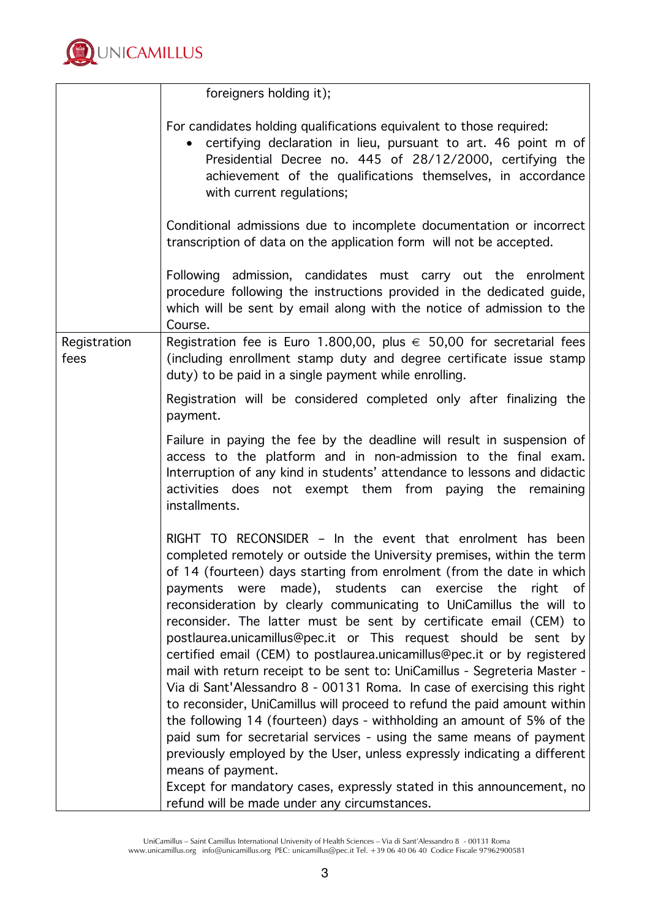| | |
|---|---|
| | foreigners holding it);<br><br>For candidates holding qualifications equivalent to those required:<br>• certifying declaration in lieu, pursuant to art. 46 point m of Presidential Decree no. 445 of 28/12/2000, certifying the achievement of the qualifications themselves, in accordance with current regulations;<br><br>Conditional admissions due to incomplete documentation or incorrect transcription of data on the application form will not be accepted.<br><br>Following admission, candidates must carry out the enrolment procedure following the instructions provided in the dedicated guide, which will be sent by email along with the notice of admission to the Course. |
| Registration fees | Registration fee is Euro 1.800,00, plus € 50,00 for secretarial fees (including enrollment stamp duty and degree certificate issue stamp duty) to be paid in a single payment while enrolling.<br><br>Registration will be considered completed only after finalizing the payment.<br><br>Failure in paying the fee by the deadline will result in suspension of access to the platform and in non-admission to the final exam. Interruption of any kind in students' attendance to lessons and didactic activities does not exempt them from paying the remaining installments.<br><br>RIGHT TO RECONSIDER – In the event that enrolment has been completed remotely or outside the University premises, within the term of 14 (fourteen) days starting from enrolment (from the date in which payments were made), students can exercise the right of reconsideration by clearly communicating to UniCamillus the will to reconsider. The latter must be sent by certificate email (CEM) to postlaurea.unicamillus@pec.it or This request should be sent by certified email (CEM) to postlaurea.unicamillus@pec.it or by registered mail with return receipt to be sent to: UniCamillus - Segreteria Master - Via di Sant'Alessandro 8 - 00131 Roma. In case of exercising this right to reconsider, UniCamillus will proceed to refund the paid amount within the following 14 (fourteen) days - withholding an amount of 5% of the paid sum for secretarial services - using the same means of payment previously employed by the User, unless expressly indicating a different means of payment.<br>Except for mandatory cases, expressly stated in this announcement, no refund will be made under any circumstances. |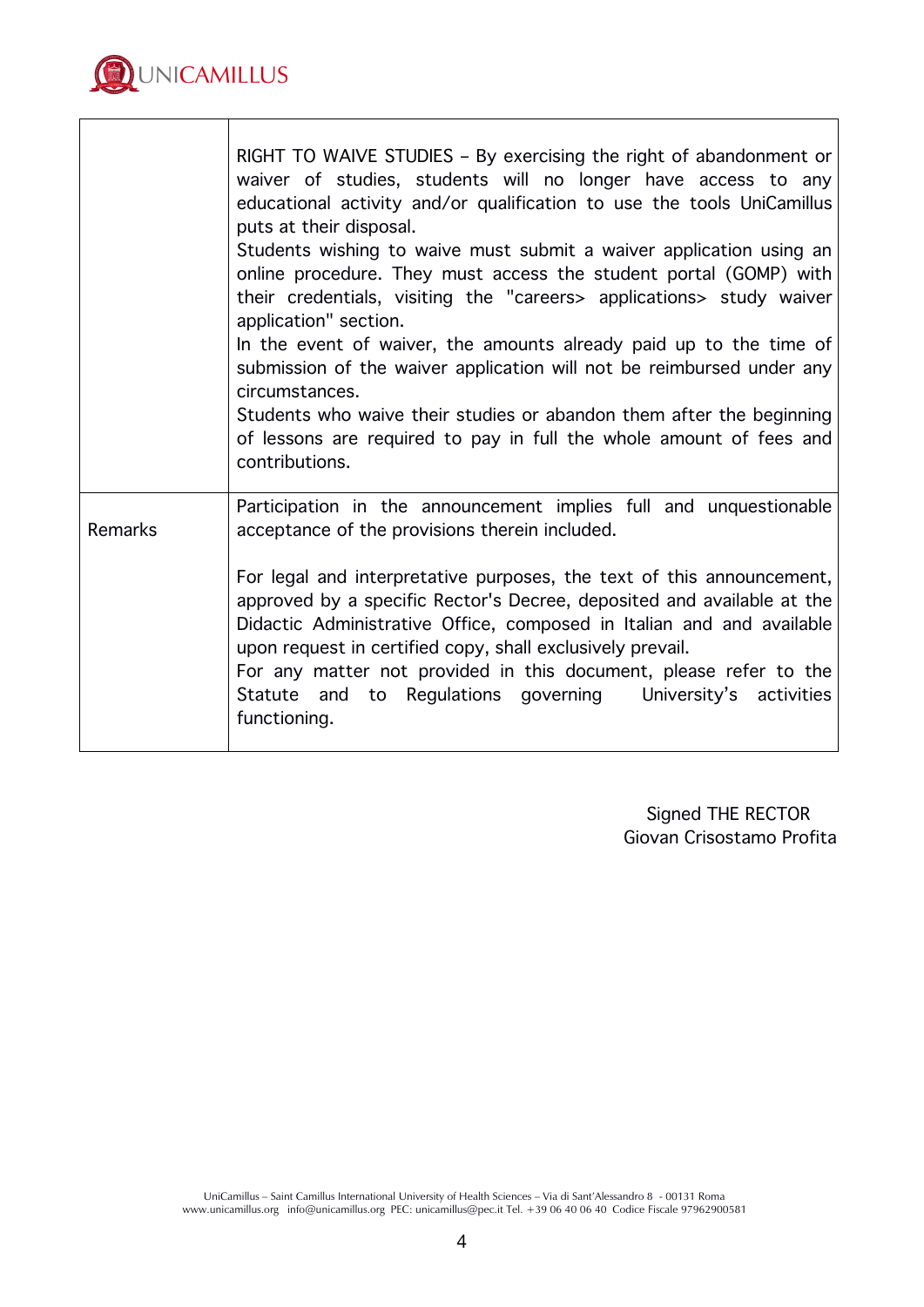| | |
|---|---|
| | RIGHT TO WAIVE STUDIES – By exercising the right of abandonment or waiver of studies, students will no longer have access to any educational activity and/or qualification to use the tools UniCamillus puts at their disposal.<br>Students wishing to waive must submit a waiver application using an online procedure. They must access the student portal (GOMP) with their credentials, visiting the "careers> applications> study waiver application" section.<br>In the event of waiver, the amounts already paid up to the time of submission of the waiver application will not be reimbursed under any circumstances.<br>Students who waive their studies or abandon them after the beginning of lessons are required to pay in full the whole amount of fees and contributions. |
| Remarks | Participation in the announcement implies full and unquestionable acceptance of the provisions therein included.<br><br>For legal and interpretative purposes, the text of this announcement, approved by a specific Rector's Decree, deposited and available at the Didactic Administrative Office, composed in Italian and and available upon request in certified copy, shall exclusively prevail.<br>For any matter not provided in this document, please refer to the Statute and to Regulations governing University's activities functioning. |

Signed THE RECTOR
Giovan Crisostamo Profita